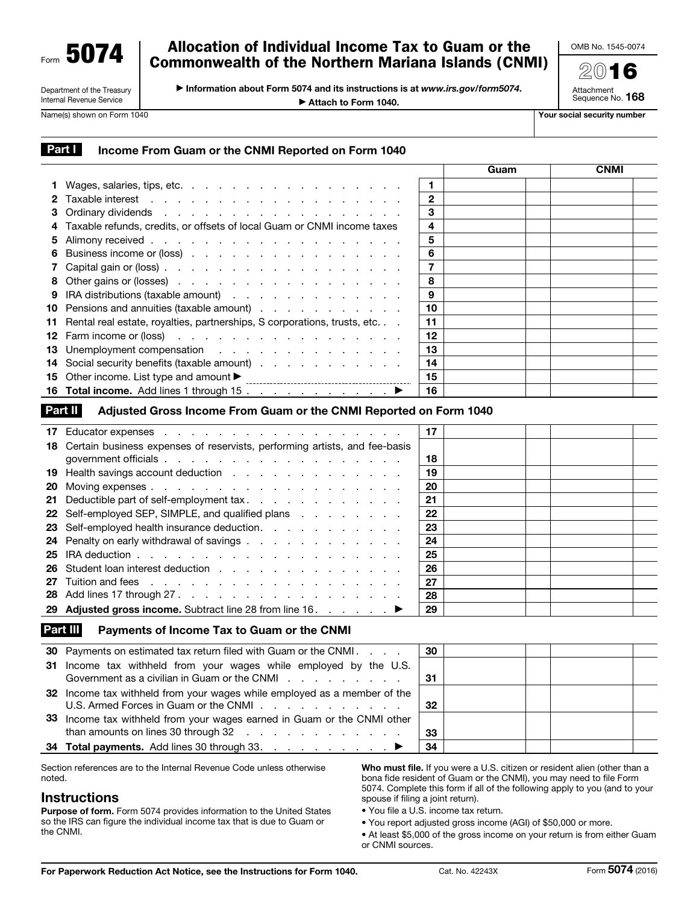Form **5074**

Department of the Treasury
Internal Revenue Service

# Allocation of Individual Income Tax to Guam or the Commonwealth of the Northern Mariana Islands (CNMI)

▶ Information about Form 5074 and its instructions is at *www.irs.gov/form5074*.

▶ Attach to Form 1040.

OMB No. 1545-0074

2016

Attachment Sequence No. **168**

Name(s) shown on Form 1040 | Your social security number

## Part I Income From Guam or the CNMI Reported on Form 1040

| | | | Guam | CNMI |
|---|---|---|---|---|
| **1** | Wages, salaries, tips, etc. | 1 | | |
| **2** | Taxable interest | 2 | | |
| **3** | Ordinary dividends | 3 | | |
| **4** | Taxable refunds, credits, or offsets of local Guam or CNMI income taxes | 4 | | |
| **5** | Alimony received | 5 | | |
| **6** | Business income or (loss) | 6 | | |
| **7** | Capital gain or (loss) | 7 | | |
| **8** | Other gains or (losses) | 8 | | |
| **9** | IRA distributions (taxable amount) | 9 | | |
| **10** | Pensions and annuities (taxable amount) | 10 | | |
| **11** | Rental real estate, royalties, partnerships, S corporations, trusts, etc. | 11 | | |
| **12** | Farm income or (loss) | 12 | | |
| **13** | Unemployment compensation | 13 | | |
| **14** | Social security benefits (taxable amount) | 14 | | |
| **15** | Other income. List type and amount ▶ | 15 | | |
| **16** | **Total income.** Add lines 1 through 15 ▶ | 16 | | |

## Part II Adjusted Gross Income From Guam or the CNMI Reported on Form 1040

| | | | Guam | CNMI |
|---|---|---|---|---|
| **17** | Educator expenses | 17 | | |
| **18** | Certain business expenses of reservists, performing artists, and fee-basis government officials | 18 | | |
| **19** | Health savings account deduction | 19 | | |
| **20** | Moving expenses | 20 | | |
| **21** | Deductible part of self-employment tax | 21 | | |
| **22** | Self-employed SEP, SIMPLE, and qualified plans | 22 | | |
| **23** | Self-employed health insurance deduction | 23 | | |
| **24** | Penalty on early withdrawal of savings | 24 | | |
| **25** | IRA deduction | 25 | | |
| **26** | Student loan interest deduction | 26 | | |
| **27** | Tuition and fees | 27 | | |
| **28** | Add lines 17 through 27 | 28 | | |
| **29** | **Adjusted gross income.** Subtract line 28 from line 16 ▶ | 29 | | |

## Part III Payments of Income Tax to Guam or the CNMI

| | | | Guam | CNMI |
|---|---|---|---|---|
| **30** | Payments on estimated tax return filed with Guam or the CNMI | 30 | | |
| **31** | Income tax withheld from your wages while employed by the U.S. Government as a civilian in Guam or the CNMI | 31 | | |
| **32** | Income tax withheld from your wages while employed as a member of the U.S. Armed Forces in Guam or the CNMI | 32 | | |
| **33** | Income tax withheld from your wages earned in Guam or the CNMI other than amounts on lines 30 through 32 | 33 | | |
| **34** | **Total payments.** Add lines 30 through 33 ▶ | 34 | | |

Section references are to the Internal Revenue Code unless otherwise noted.

## Instructions

**Purpose of form.** Form 5074 provides information to the United States so the IRS can figure the individual income tax that is due to Guam or the CNMI.

**Who must file.** If you were a U.S. citizen or resident alien (other than a bona fide resident of Guam or the CNMI), you may need to file Form 5074. Complete this form if all of the following apply to you (and to your spouse if filing a joint return).

- You file a U.S. income tax return.
- You report adjusted gross income (AGI) of $50,000 or more.
- At least $5,000 of the gross income on your return is from either Guam or CNMI sources.

For Paperwork Reduction Act Notice, see the Instructions for Form 1040. Cat. No. 42243X Form **5074** (2016)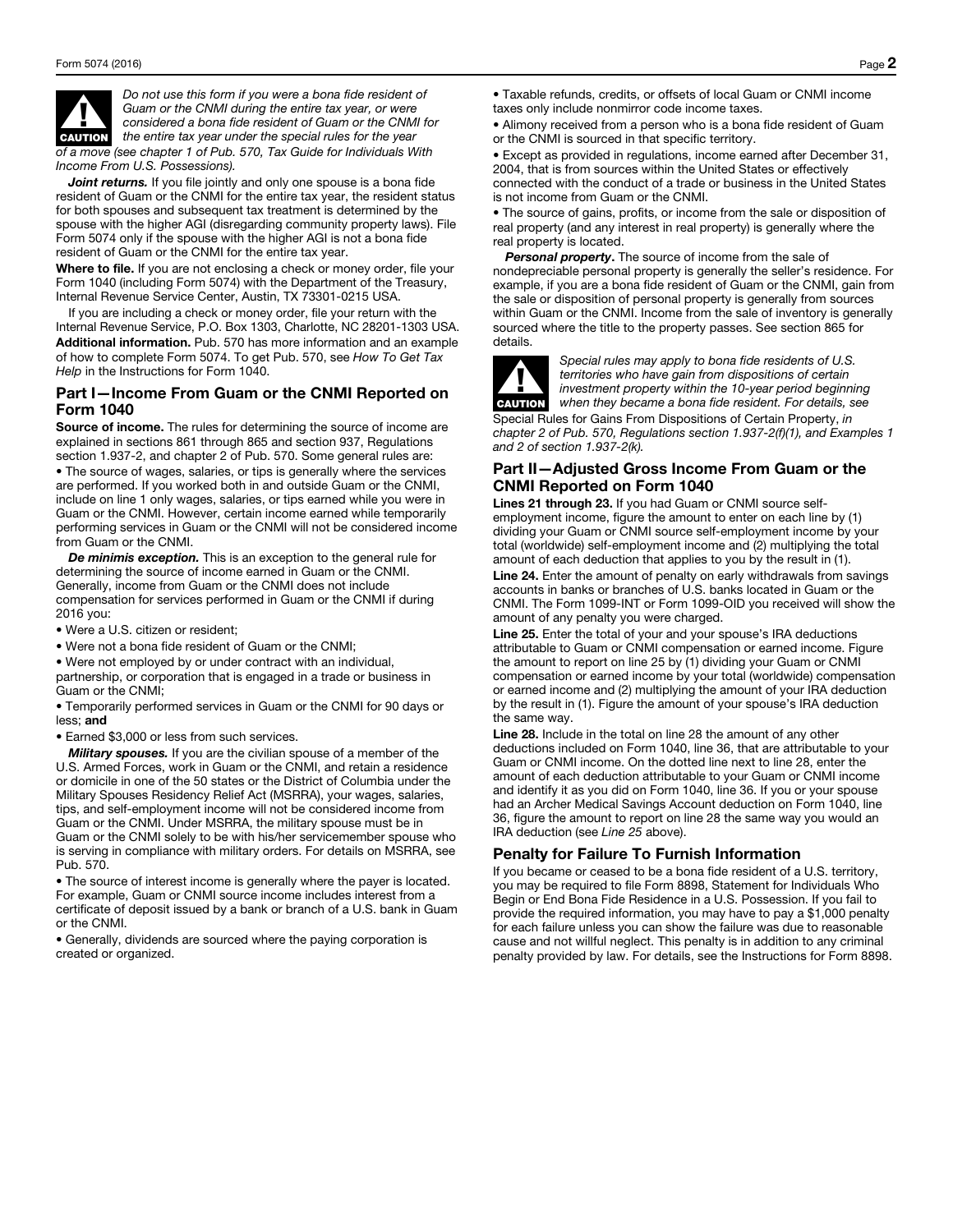**CAUTION** *Do not use this form if you were a bona fide resident of Guam or the CNMI during the entire tax year, or were considered a bona fide resident of Guam or the CNMI for the entire tax year under the special rules for the year of a move (see chapter 1 of Pub. 570, Tax Guide for Individuals With Income From U.S. Possessions).*

***Joint returns.*** If you file jointly and only one spouse is a bona fide resident of Guam or the CNMI for the entire tax year, the resident status for both spouses and subsequent tax treatment is determined by the spouse with the higher AGI (disregarding community property laws). File Form 5074 only if the spouse with the higher AGI is not a bona fide resident of Guam or the CNMI for the entire tax year.

**Where to file.** If you are not enclosing a check or money order, file your Form 1040 (including Form 5074) with the Department of the Treasury, Internal Revenue Service Center, Austin, TX 73301-0215 USA.

If you are including a check or money order, file your return with the Internal Revenue Service, P.O. Box 1303, Charlotte, NC 28201-1303 USA.

**Additional information.** Pub. 570 has more information and an example of how to complete Form 5074. To get Pub. 570, see *How To Get Tax Help* in the Instructions for Form 1040.

## Part I—Income From Guam or the CNMI Reported on Form 1040

**Source of income.** The rules for determining the source of income are explained in sections 861 through 865 and section 937, Regulations section 1.937-2, and chapter 2 of Pub. 570. Some general rules are:

- The source of wages, salaries, or tips is generally where the services are performed. If you worked both in and outside Guam or the CNMI, include on line 1 only wages, salaries, or tips earned while you were in Guam or the CNMI. However, certain income earned while temporarily performing services in Guam or the CNMI will not be considered income from Guam or the CNMI.

***De minimis exception.*** This is an exception to the general rule for determining the source of income earned in Guam or the CNMI. Generally, income from Guam or the CNMI does not include compensation for services performed in Guam or the CNMI if during 2016 you:

- Were a U.S. citizen or resident;
- Were not a bona fide resident of Guam or the CNMI;
- Were not employed by or under contract with an individual, partnership, or corporation that is engaged in a trade or business in Guam or the CNMI;
- Temporarily performed services in Guam or the CNMI for 90 days or less; **and**
- Earned $3,000 or less from such services.

***Military spouses.*** If you are the civilian spouse of a member of the U.S. Armed Forces, work in Guam or the CNMI, and retain a residence or domicile in one of the 50 states or the District of Columbia under the Military Spouses Residency Relief Act (MSRRA), your wages, salaries, tips, and self-employment income will not be considered income from Guam or the CNMI. Under MSRRA, the military spouse must be in Guam or the CNMI solely to be with his/her servicemember spouse who is serving in compliance with military orders. For details on MSRRA, see Pub. 570.

- The source of interest income is generally where the payer is located. For example, Guam or CNMI source income includes interest from a certificate of deposit issued by a bank or branch of a U.S. bank in Guam or the CNMI.
- Generally, dividends are sourced where the paying corporation is created or organized.
- Taxable refunds, credits, or offsets of local Guam or CNMI income taxes only include nonmirror code income taxes.
- Alimony received from a person who is a bona fide resident of Guam or the CNMI is sourced in that specific territory.
- Except as provided in regulations, income earned after December 31, 2004, that is from sources within the United States or effectively connected with the conduct of a trade or business in the United States is not income from Guam or the CNMI.
- The source of gains, profits, or income from the sale or disposition of real property (and any interest in real property) is generally where the real property is located.

***Personal property*****.** The source of income from the sale of nondepreciable personal property is generally the seller's residence. For example, if you are a bona fide resident of Guam or the CNMI, gain from the sale or disposition of personal property is generally from sources within Guam or the CNMI. Income from the sale of inventory is generally sourced where the title to the property passes. See section 865 for details.

**CAUTION** *Special rules may apply to bona fide residents of U.S. territories who have gain from dispositions of certain investment property within the 10-year period beginning when they became a bona fide resident. For details, see* Special Rules for Gains From Dispositions of Certain Property, *in chapter 2 of Pub. 570, Regulations section 1.937-2(f)(1), and Examples 1 and 2 of section 1.937-2(k).*

## Part II—Adjusted Gross Income From Guam or the CNMI Reported on Form 1040

**Lines 21 through 23.** If you had Guam or CNMI source self-employment income, figure the amount to enter on each line by (1) dividing your Guam or CNMI source self-employment income by your total (worldwide) self-employment income and (2) multiplying the total amount of each deduction that applies to you by the result in (1).

**Line 24.** Enter the amount of penalty on early withdrawals from savings accounts in banks or branches of U.S. banks located in Guam or the CNMI. The Form 1099-INT or Form 1099-OID you received will show the amount of any penalty you were charged.

**Line 25.** Enter the total of your and your spouse's IRA deductions attributable to Guam or CNMI compensation or earned income. Figure the amount to report on line 25 by (1) dividing your Guam or CNMI compensation or earned income by your total (worldwide) compensation or earned income and (2) multiplying the amount of your IRA deduction by the result in (1). Figure the amount of your spouse's IRA deduction the same way.

**Line 28.** Include in the total on line 28 the amount of any other deductions included on Form 1040, line 36, that are attributable to your Guam or CNMI income. On the dotted line next to line 28, enter the amount of each deduction attributable to your Guam or CNMI income and identify it as you did on Form 1040, line 36. If you or your spouse had an Archer Medical Savings Account deduction on Form 1040, line 36, figure the amount to report on line 28 the same way you would an IRA deduction (see *Line 25* above).

## Penalty for Failure To Furnish Information

If you became or ceased to be a bona fide resident of a U.S. territory, you may be required to file Form 8898, Statement for Individuals Who Begin or End Bona Fide Residence in a U.S. Possession. If you fail to provide the required information, you may have to pay a $1,000 penalty for each failure unless you can show the failure was due to reasonable cause and not willful neglect. This penalty is in addition to any criminal penalty provided by law. For details, see the Instructions for Form 8898.